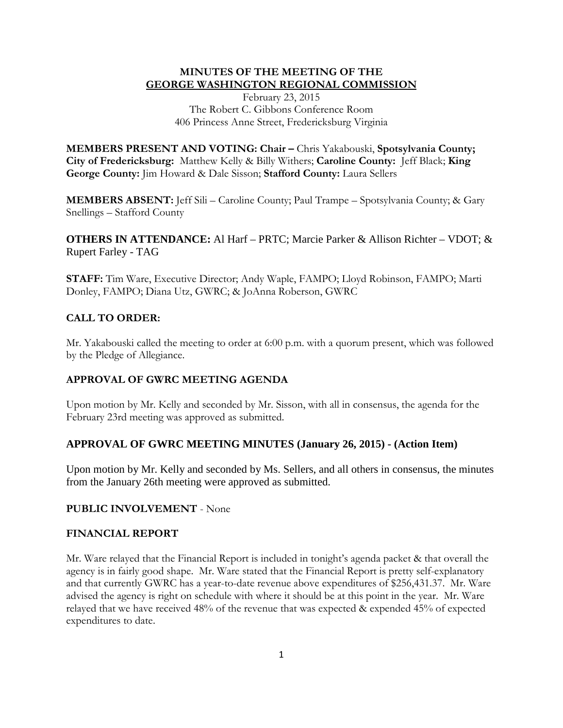# MINUTES OF THE MEETING OF THE GEORGE WASHINGTON REGIONAL COMMISSION

February 23, 2015
The Robert C. Gibbons Conference Room
406 Princess Anne Street, Fredericksburg Virginia

**MEMBERS PRESENT AND VOTING: Chair –** Chris Yakabouski, **Spotsylvania County; City of Fredericksburg:** Matthew Kelly & Billy Withers; **Caroline County:** Jeff Black; **King George County:** Jim Howard & Dale Sisson; **Stafford County:** Laura Sellers

**MEMBERS ABSENT:** Jeff Sili – Caroline County; Paul Trampe – Spotsylvania County; & Gary Snellings – Stafford County

**OTHERS IN ATTENDANCE:** Al Harf – PRTC; Marcie Parker & Allison Richter – VDOT; & Rupert Farley - TAG

**STAFF:** Tim Ware, Executive Director; Andy Waple, FAMPO; Lloyd Robinson, FAMPO; Marti Donley, FAMPO; Diana Utz, GWRC; & JoAnna Roberson, GWRC

## CALL TO ORDER:

Mr. Yakabouski called the meeting to order at 6:00 p.m. with a quorum present, which was followed by the Pledge of Allegiance.

## APPROVAL OF GWRC MEETING AGENDA

Upon motion by Mr. Kelly and seconded by Mr. Sisson, with all in consensus, the agenda for the February 23rd meeting was approved as submitted.

## APPROVAL OF GWRC MEETING MINUTES (January 26, 2015) - (Action Item)

Upon motion by Mr. Kelly and seconded by Ms. Sellers, and all others in consensus, the minutes from the January 26th meeting were approved as submitted.

## PUBLIC INVOLVEMENT - None

## FINANCIAL REPORT

Mr. Ware relayed that the Financial Report is included in tonight's agenda packet & that overall the agency is in fairly good shape. Mr. Ware stated that the Financial Report is pretty self-explanatory and that currently GWRC has a year-to-date revenue above expenditures of $256,431.37. Mr. Ware advised the agency is right on schedule with where it should be at this point in the year. Mr. Ware relayed that we have received 48% of the revenue that was expected & expended 45% of expected expenditures to date.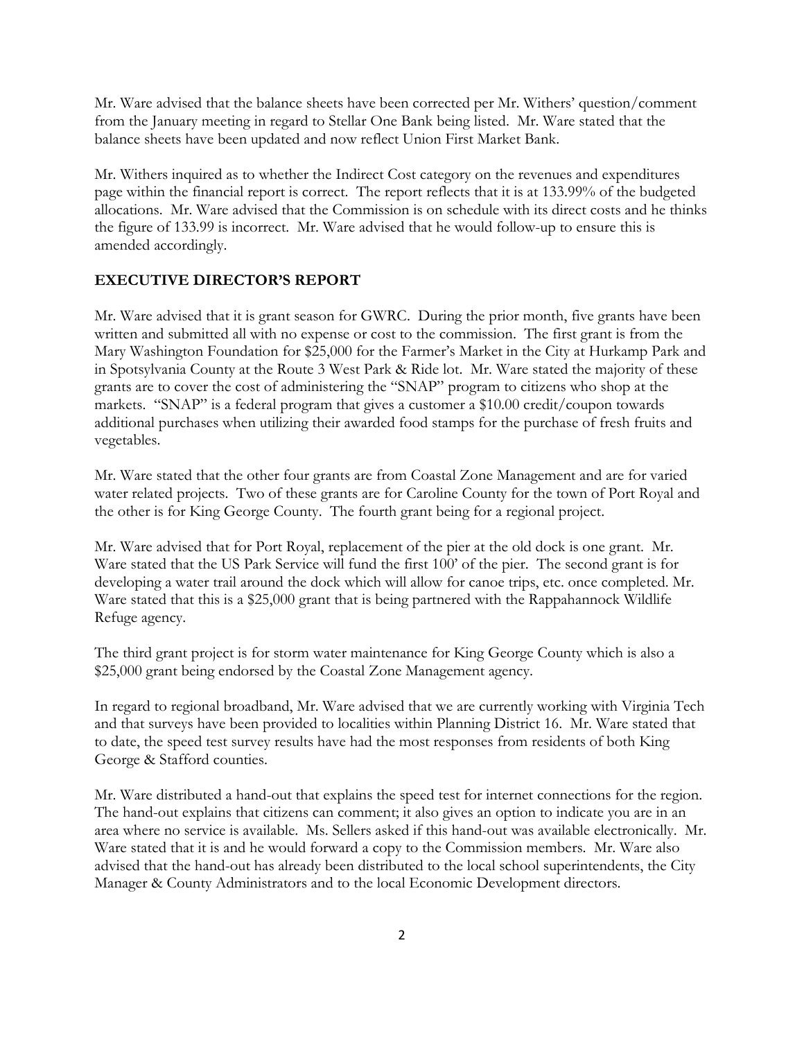Mr. Ware advised that the balance sheets have been corrected per Mr. Withers' question/comment from the January meeting in regard to Stellar One Bank being listed. Mr. Ware stated that the balance sheets have been updated and now reflect Union First Market Bank.

Mr. Withers inquired as to whether the Indirect Cost category on the revenues and expenditures page within the financial report is correct. The report reflects that it is at 133.99% of the budgeted allocations. Mr. Ware advised that the Commission is on schedule with its direct costs and he thinks the figure of 133.99 is incorrect. Mr. Ware advised that he would follow-up to ensure this is amended accordingly.

## EXECUTIVE DIRECTOR'S REPORT

Mr. Ware advised that it is grant season for GWRC. During the prior month, five grants have been written and submitted all with no expense or cost to the commission. The first grant is from the Mary Washington Foundation for $25,000 for the Farmer's Market in the City at Hurkamp Park and in Spotsylvania County at the Route 3 West Park & Ride lot. Mr. Ware stated the majority of these grants are to cover the cost of administering the "SNAP" program to citizens who shop at the markets. "SNAP" is a federal program that gives a customer a $10.00 credit/coupon towards additional purchases when utilizing their awarded food stamps for the purchase of fresh fruits and vegetables.

Mr. Ware stated that the other four grants are from Coastal Zone Management and are for varied water related projects. Two of these grants are for Caroline County for the town of Port Royal and the other is for King George County. The fourth grant being for a regional project.

Mr. Ware advised that for Port Royal, replacement of the pier at the old dock is one grant. Mr. Ware stated that the US Park Service will fund the first 100' of the pier. The second grant is for developing a water trail around the dock which will allow for canoe trips, etc. once completed. Mr. Ware stated that this is a $25,000 grant that is being partnered with the Rappahannock Wildlife Refuge agency.

The third grant project is for storm water maintenance for King George County which is also a $25,000 grant being endorsed by the Coastal Zone Management agency.

In regard to regional broadband, Mr. Ware advised that we are currently working with Virginia Tech and that surveys have been provided to localities within Planning District 16. Mr. Ware stated that to date, the speed test survey results have had the most responses from residents of both King George & Stafford counties.

Mr. Ware distributed a hand-out that explains the speed test for internet connections for the region. The hand-out explains that citizens can comment; it also gives an option to indicate you are in an area where no service is available. Ms. Sellers asked if this hand-out was available electronically. Mr. Ware stated that it is and he would forward a copy to the Commission members. Mr. Ware also advised that the hand-out has already been distributed to the local school superintendents, the City Manager & County Administrators and to the local Economic Development directors.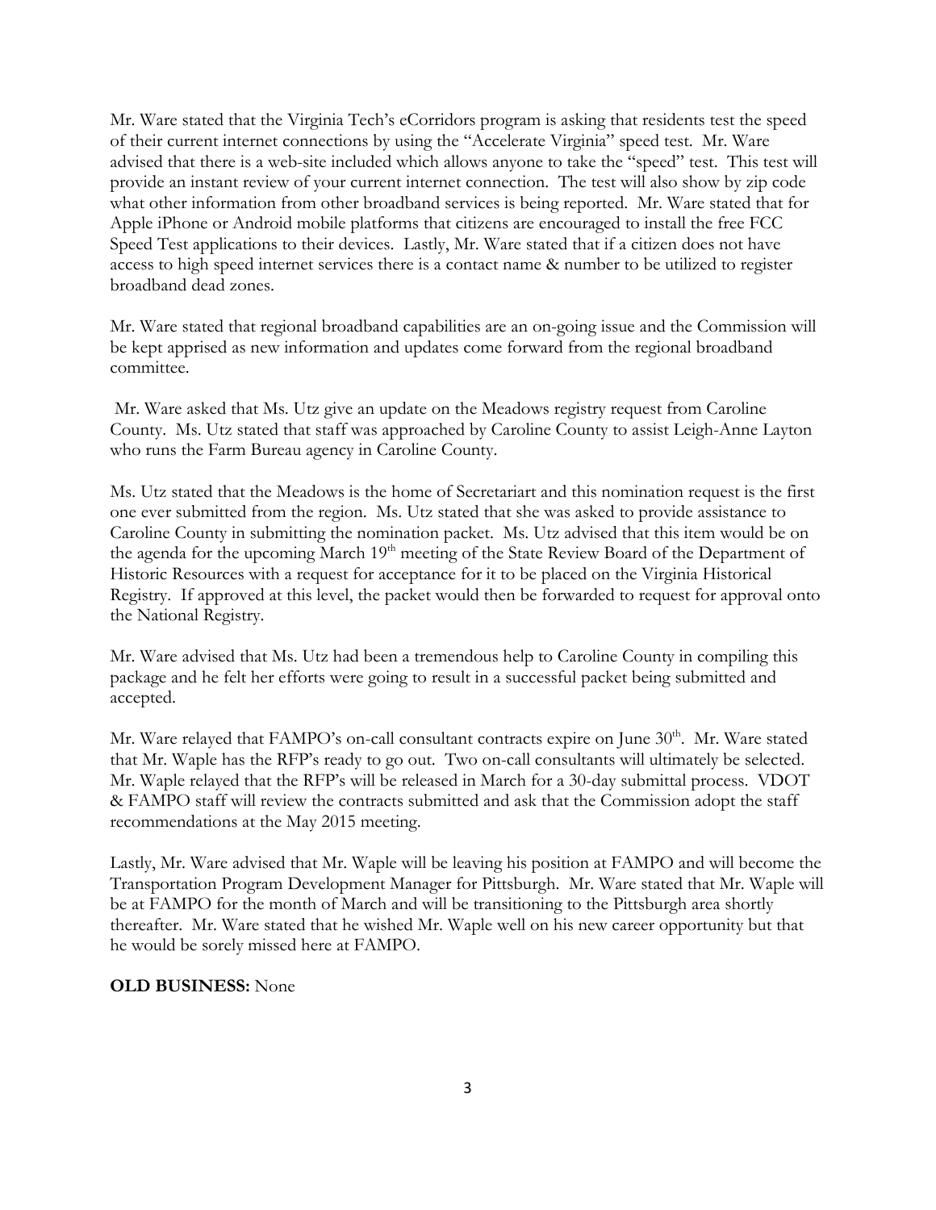Mr. Ware stated that the Virginia Tech's eCorridors program is asking that residents test the speed of their current internet connections by using the "Accelerate Virginia" speed test. Mr. Ware advised that there is a web-site included which allows anyone to take the "speed" test. This test will provide an instant review of your current internet connection. The test will also show by zip code what other information from other broadband services is being reported. Mr. Ware stated that for Apple iPhone or Android mobile platforms that citizens are encouraged to install the free FCC Speed Test applications to their devices. Lastly, Mr. Ware stated that if a citizen does not have access to high speed internet services there is a contact name & number to be utilized to register broadband dead zones.

Mr. Ware stated that regional broadband capabilities are an on-going issue and the Commission will be kept apprised as new information and updates come forward from the regional broadband committee.

Mr. Ware asked that Ms. Utz give an update on the Meadows registry request from Caroline County. Ms. Utz stated that staff was approached by Caroline County to assist Leigh-Anne Layton who runs the Farm Bureau agency in Caroline County.

Ms. Utz stated that the Meadows is the home of Secretariart and this nomination request is the first one ever submitted from the region. Ms. Utz stated that she was asked to provide assistance to Caroline County in submitting the nomination packet. Ms. Utz advised that this item would be on the agenda for the upcoming March 19th meeting of the State Review Board of the Department of Historic Resources with a request for acceptance for it to be placed on the Virginia Historical Registry. If approved at this level, the packet would then be forwarded to request for approval onto the National Registry.

Mr. Ware advised that Ms. Utz had been a tremendous help to Caroline County in compiling this package and he felt her efforts were going to result in a successful packet being submitted and accepted.

Mr. Ware relayed that FAMPO's on-call consultant contracts expire on June 30th. Mr. Ware stated that Mr. Waple has the RFP's ready to go out. Two on-call consultants will ultimately be selected. Mr. Waple relayed that the RFP's will be released in March for a 30-day submittal process. VDOT & FAMPO staff will review the contracts submitted and ask that the Commission adopt the staff recommendations at the May 2015 meeting.

Lastly, Mr. Ware advised that Mr. Waple will be leaving his position at FAMPO and will become the Transportation Program Development Manager for Pittsburgh. Mr. Ware stated that Mr. Waple will be at FAMPO for the month of March and will be transitioning to the Pittsburgh area shortly thereafter. Mr. Ware stated that he wished Mr. Waple well on his new career opportunity but that he would be sorely missed here at FAMPO.

**OLD BUSINESS:** None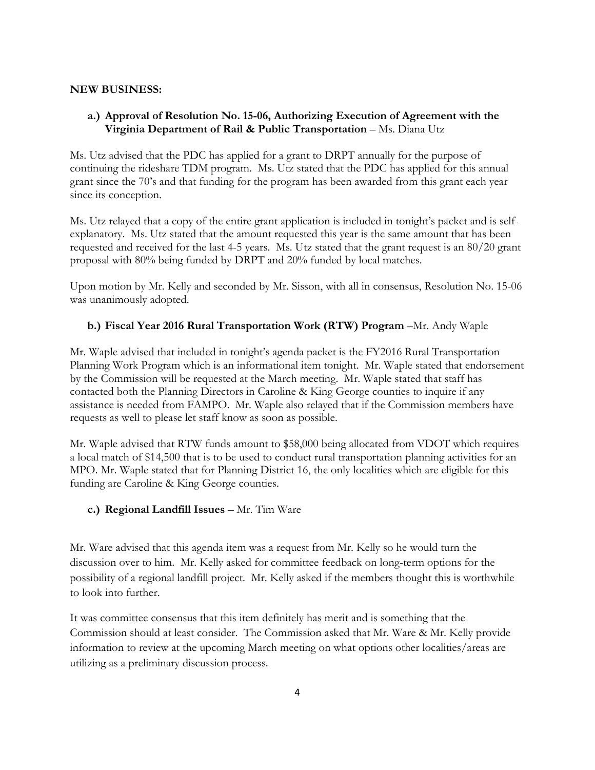**NEW BUSINESS:**

**a.) Approval of Resolution No. 15-06, Authorizing Execution of Agreement with the Virginia Department of Rail & Public Transportation** – Ms. Diana Utz

Ms. Utz advised that the PDC has applied for a grant to DRPT annually for the purpose of continuing the rideshare TDM program. Ms. Utz stated that the PDC has applied for this annual grant since the 70's and that funding for the program has been awarded from this grant each year since its conception.

Ms. Utz relayed that a copy of the entire grant application is included in tonight's packet and is self-explanatory. Ms. Utz stated that the amount requested this year is the same amount that has been requested and received for the last 4-5 years. Ms. Utz stated that the grant request is an 80/20 grant proposal with 80% being funded by DRPT and 20% funded by local matches.

Upon motion by Mr. Kelly and seconded by Mr. Sisson, with all in consensus, Resolution No. 15-06 was unanimously adopted.

**b.) Fiscal Year 2016 Rural Transportation Work (RTW) Program** –Mr. Andy Waple

Mr. Waple advised that included in tonight's agenda packet is the FY2016 Rural Transportation Planning Work Program which is an informational item tonight. Mr. Waple stated that endorsement by the Commission will be requested at the March meeting. Mr. Waple stated that staff has contacted both the Planning Directors in Caroline & King George counties to inquire if any assistance is needed from FAMPO. Mr. Waple also relayed that if the Commission members have requests as well to please let staff know as soon as possible.

Mr. Waple advised that RTW funds amount to $58,000 being allocated from VDOT which requires a local match of $14,500 that is to be used to conduct rural transportation planning activities for an MPO. Mr. Waple stated that for Planning District 16, the only localities which are eligible for this funding are Caroline & King George counties.

**c.) Regional Landfill Issues** – Mr. Tim Ware

Mr. Ware advised that this agenda item was a request from Mr. Kelly so he would turn the discussion over to him. Mr. Kelly asked for committee feedback on long-term options for the possibility of a regional landfill project. Mr. Kelly asked if the members thought this is worthwhile to look into further.

It was committee consensus that this item definitely has merit and is something that the Commission should at least consider. The Commission asked that Mr. Ware & Mr. Kelly provide information to review at the upcoming March meeting on what options other localities/areas are utilizing as a preliminary discussion process.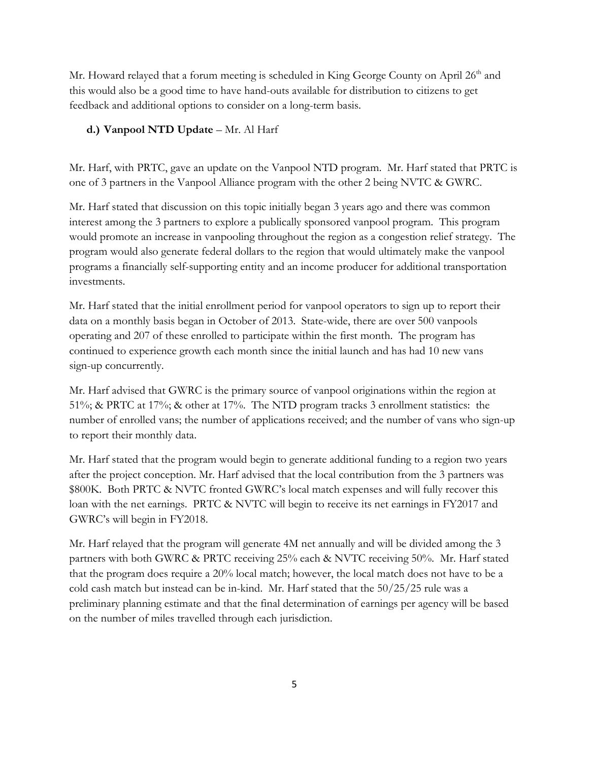Mr. Howard relayed that a forum meeting is scheduled in King George County on April 26th and this would also be a good time to have hand-outs available for distribution to citizens to get feedback and additional options to consider on a long-term basis.

**d.) Vanpool NTD Update** – Mr. Al Harf

Mr. Harf, with PRTC, gave an update on the Vanpool NTD program. Mr. Harf stated that PRTC is one of 3 partners in the Vanpool Alliance program with the other 2 being NVTC & GWRC.

Mr. Harf stated that discussion on this topic initially began 3 years ago and there was common interest among the 3 partners to explore a publically sponsored vanpool program. This program would promote an increase in vanpooling throughout the region as a congestion relief strategy. The program would also generate federal dollars to the region that would ultimately make the vanpool programs a financially self-supporting entity and an income producer for additional transportation investments.

Mr. Harf stated that the initial enrollment period for vanpool operators to sign up to report their data on a monthly basis began in October of 2013. State-wide, there are over 500 vanpools operating and 207 of these enrolled to participate within the first month. The program has continued to experience growth each month since the initial launch and has had 10 new vans sign-up concurrently.

Mr. Harf advised that GWRC is the primary source of vanpool originations within the region at 51%; & PRTC at 17%; & other at 17%. The NTD program tracks 3 enrollment statistics: the number of enrolled vans; the number of applications received; and the number of vans who sign-up to report their monthly data.

Mr. Harf stated that the program would begin to generate additional funding to a region two years after the project conception. Mr. Harf advised that the local contribution from the 3 partners was $800K. Both PRTC & NVTC fronted GWRC's local match expenses and will fully recover this loan with the net earnings. PRTC & NVTC will begin to receive its net earnings in FY2017 and GWRC's will begin in FY2018.

Mr. Harf relayed that the program will generate 4M net annually and will be divided among the 3 partners with both GWRC & PRTC receiving 25% each & NVTC receiving 50%. Mr. Harf stated that the program does require a 20% local match; however, the local match does not have to be a cold cash match but instead can be in-kind. Mr. Harf stated that the 50/25/25 rule was a preliminary planning estimate and that the final determination of earnings per agency will be based on the number of miles travelled through each jurisdiction.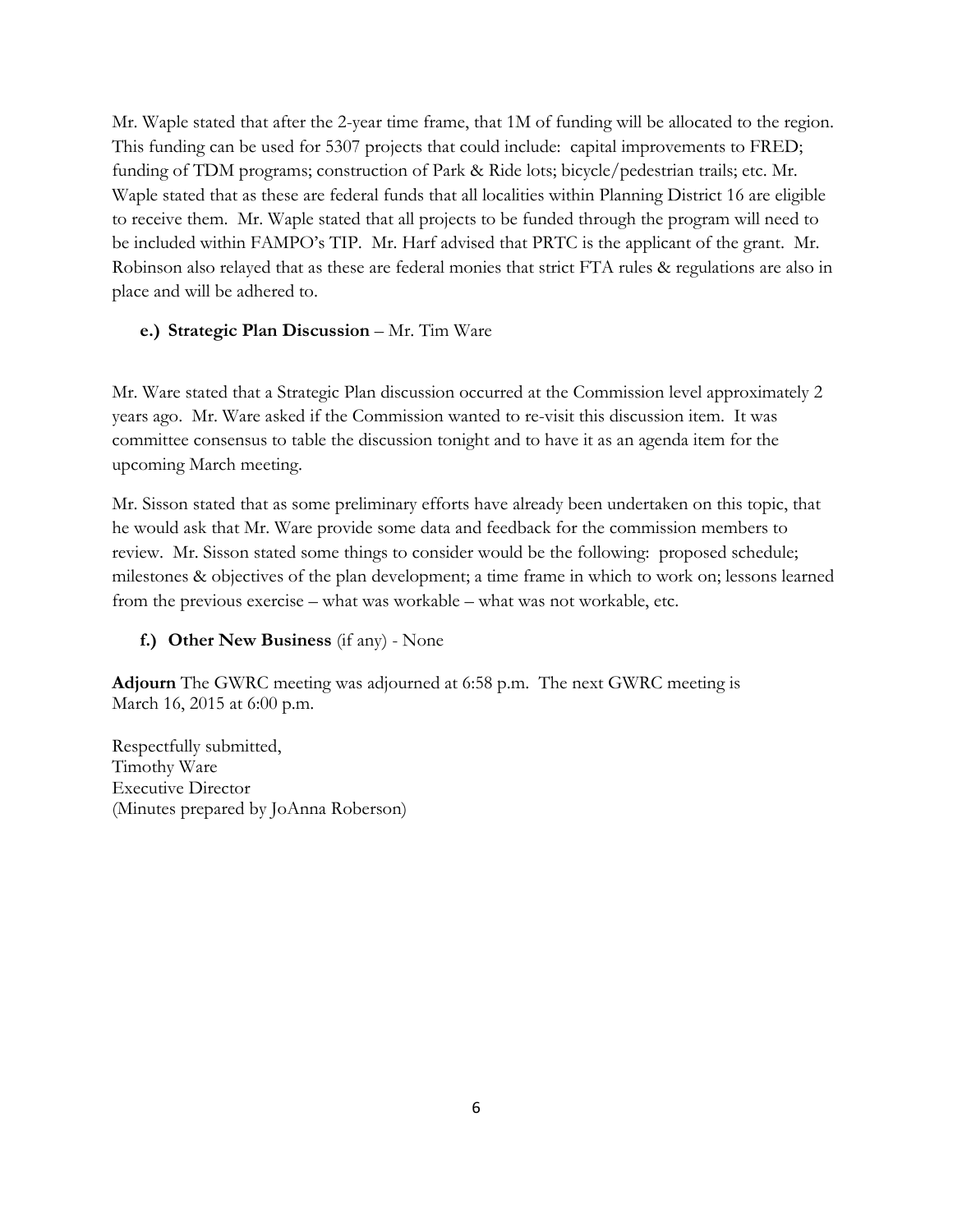Mr. Waple stated that after the 2-year time frame, that 1M of funding will be allocated to the region. This funding can be used for 5307 projects that could include: capital improvements to FRED; funding of TDM programs; construction of Park & Ride lots; bicycle/pedestrian trails; etc. Mr. Waple stated that as these are federal funds that all localities within Planning District 16 are eligible to receive them. Mr. Waple stated that all projects to be funded through the program will need to be included within FAMPO's TIP. Mr. Harf advised that PRTC is the applicant of the grant. Mr. Robinson also relayed that as these are federal monies that strict FTA rules & regulations are also in place and will be adhered to.

**e.) Strategic Plan Discussion** – Mr. Tim Ware

Mr. Ware stated that a Strategic Plan discussion occurred at the Commission level approximately 2 years ago. Mr. Ware asked if the Commission wanted to re-visit this discussion item. It was committee consensus to table the discussion tonight and to have it as an agenda item for the upcoming March meeting.

Mr. Sisson stated that as some preliminary efforts have already been undertaken on this topic, that he would ask that Mr. Ware provide some data and feedback for the commission members to review. Mr. Sisson stated some things to consider would be the following: proposed schedule; milestones & objectives of the plan development; a time frame in which to work on; lessons learned from the previous exercise – what was workable – what was not workable, etc.

**f.) Other New Business** (if any) - None

**Adjourn** The GWRC meeting was adjourned at 6:58 p.m. The next GWRC meeting is March 16, 2015 at 6:00 p.m.

Respectfully submitted,
Timothy Ware
Executive Director
(Minutes prepared by JoAnna Roberson)